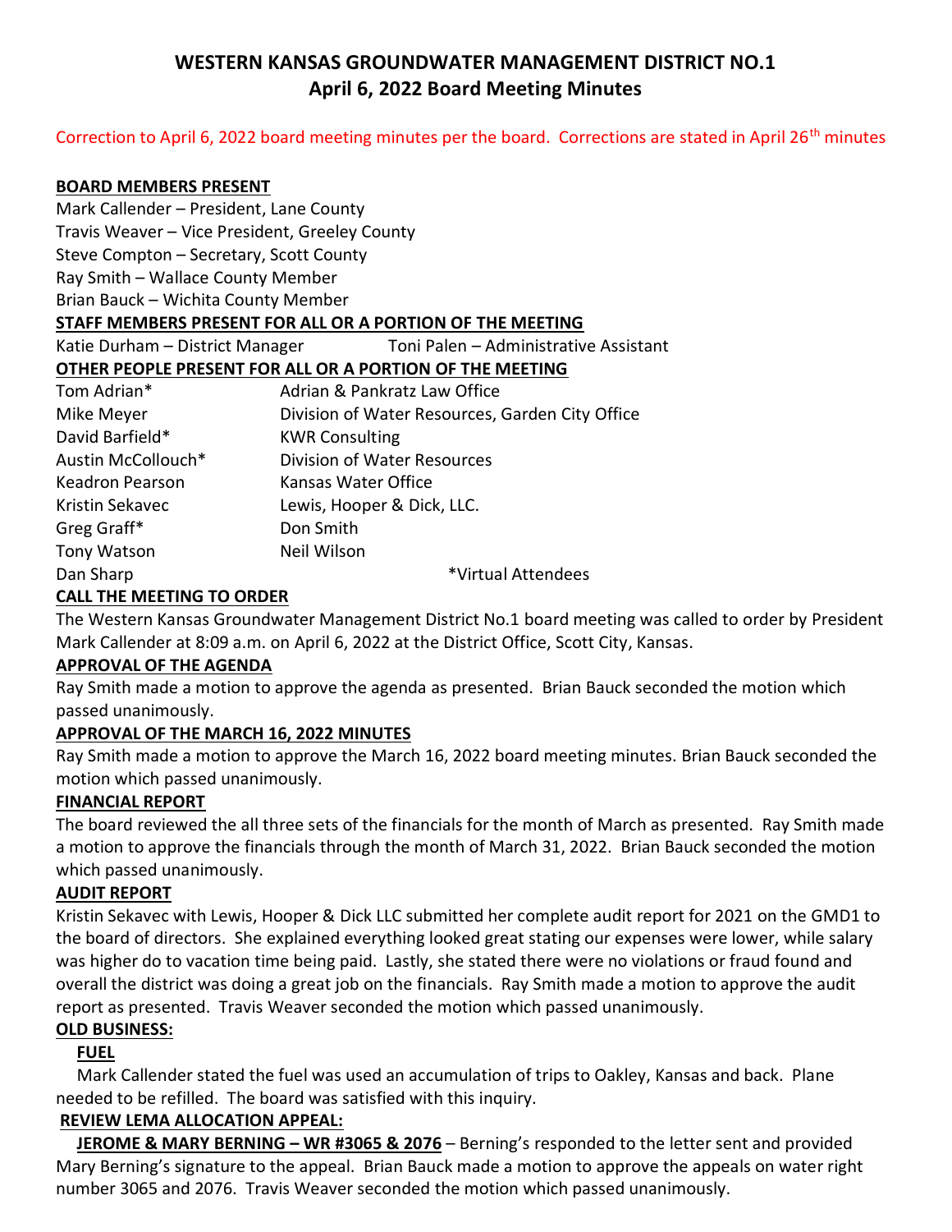# WESTERN KANSAS GROUNDWATER MANAGEMENT DISTRICT NO.1
## April 6, 2022 Board Meeting Minutes

Correction to April 6, 2022 board meeting minutes per the board. Corrections are stated in April 26th minutes

**BOARD MEMBERS PRESENT**

Mark Callender – President, Lane County
Travis Weaver – Vice President, Greeley County
Steve Compton – Secretary, Scott County
Ray Smith – Wallace County Member
Brian Bauck – Wichita County Member

**STAFF MEMBERS PRESENT FOR ALL OR A PORTION OF THE MEETING**

Katie Durham – District Manager    Toni Palen – Administrative Assistant

**OTHER PEOPLE PRESENT FOR ALL OR A PORTION OF THE MEETING**

| | |
|---|---|
| Tom Adrian* | Adrian & Pankratz Law Office |
| Mike Meyer | Division of Water Resources, Garden City Office |
| David Barfield* | KWR Consulting |
| Austin McCollouch* | Division of Water Resources |
| Keadron Pearson | Kansas Water Office |
| Kristin Sekavec | Lewis, Hooper & Dick, LLC. |
| Greg Graff* | Don Smith |
| Tony Watson | Neil Wilson |
| Dan Sharp | *Virtual Attendees |

**CALL THE MEETING TO ORDER**

The Western Kansas Groundwater Management District No.1 board meeting was called to order by President Mark Callender at 8:09 a.m. on April 6, 2022 at the District Office, Scott City, Kansas.

**APPROVAL OF THE AGENDA**

Ray Smith made a motion to approve the agenda as presented. Brian Bauck seconded the motion which passed unanimously.

**APPROVAL OF THE MARCH 16, 2022 MINUTES**

Ray Smith made a motion to approve the March 16, 2022 board meeting minutes. Brian Bauck seconded the motion which passed unanimously.

**FINANCIAL REPORT**

The board reviewed the all three sets of the financials for the month of March as presented. Ray Smith made a motion to approve the financials through the month of March 31, 2022. Brian Bauck seconded the motion which passed unanimously.

**AUDIT REPORT**

Kristin Sekavec with Lewis, Hooper & Dick LLC submitted her complete audit report for 2021 on the GMD1 to the board of directors. She explained everything looked great stating our expenses were lower, while salary was higher do to vacation time being paid. Lastly, she stated there were no violations or fraud found and overall the district was doing a great job on the financials. Ray Smith made a motion to approve the audit report as presented. Travis Weaver seconded the motion which passed unanimously.

**OLD BUSINESS:**

**FUEL**

Mark Callender stated the fuel was used an accumulation of trips to Oakley, Kansas and back. Plane needed to be refilled. The board was satisfied with this inquiry.

**REVIEW LEMA ALLOCATION APPEAL:**

**JEROME & MARY BERNING – WR #3065 & 2076** – Berning's responded to the letter sent and provided Mary Berning's signature to the appeal. Brian Bauck made a motion to approve the appeals on water right number 3065 and 2076. Travis Weaver seconded the motion which passed unanimously.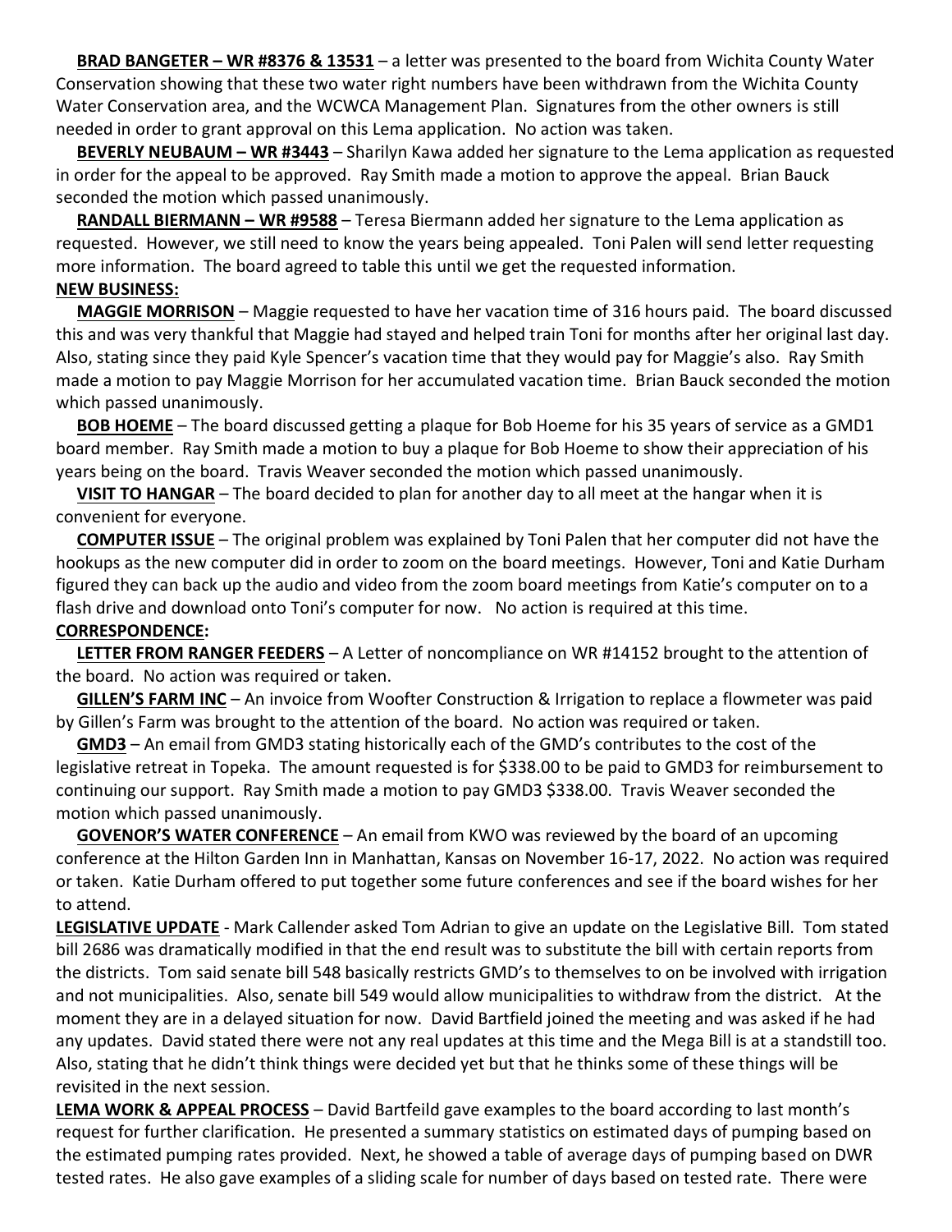**BRAD BANGETER – WR #8376 & 13531** – a letter was presented to the board from Wichita County Water Conservation showing that these two water right numbers have been withdrawn from the Wichita County Water Conservation area, and the WCWCA Management Plan. Signatures from the other owners is still needed in order to grant approval on this Lema application. No action was taken.

**BEVERLY NEUBAUM – WR #3443** – Sharilyn Kawa added her signature to the Lema application as requested in order for the appeal to be approved. Ray Smith made a motion to approve the appeal. Brian Bauck seconded the motion which passed unanimously.

**RANDALL BIERMANN – WR #9588** – Teresa Biermann added her signature to the Lema application as requested. However, we still need to know the years being appealed. Toni Palen will send letter requesting more information. The board agreed to table this until we get the requested information.

**NEW BUSINESS:**

**MAGGIE MORRISON** – Maggie requested to have her vacation time of 316 hours paid. The board discussed this and was very thankful that Maggie had stayed and helped train Toni for months after her original last day. Also, stating since they paid Kyle Spencer's vacation time that they would pay for Maggie's also. Ray Smith made a motion to pay Maggie Morrison for her accumulated vacation time. Brian Bauck seconded the motion which passed unanimously.

**BOB HOEME** – The board discussed getting a plaque for Bob Hoeme for his 35 years of service as a GMD1 board member. Ray Smith made a motion to buy a plaque for Bob Hoeme to show their appreciation of his years being on the board. Travis Weaver seconded the motion which passed unanimously.

**VISIT TO HANGAR** – The board decided to plan for another day to all meet at the hangar when it is convenient for everyone.

**COMPUTER ISSUE** – The original problem was explained by Toni Palen that her computer did not have the hookups as the new computer did in order to zoom on the board meetings. However, Toni and Katie Durham figured they can back up the audio and video from the zoom board meetings from Katie's computer on to a flash drive and download onto Toni's computer for now. No action is required at this time.

**CORRESPONDENCE:**

**LETTER FROM RANGER FEEDERS** – A Letter of noncompliance on WR #14152 brought to the attention of the board. No action was required or taken.

**GILLEN'S FARM INC** – An invoice from Woofter Construction & Irrigation to replace a flowmeter was paid by Gillen's Farm was brought to the attention of the board. No action was required or taken.

**GMD3** – An email from GMD3 stating historically each of the GMD's contributes to the cost of the legislative retreat in Topeka. The amount requested is for $338.00 to be paid to GMD3 for reimbursement to continuing our support. Ray Smith made a motion to pay GMD3 $338.00. Travis Weaver seconded the motion which passed unanimously.

**GOVENOR'S WATER CONFERENCE** – An email from KWO was reviewed by the board of an upcoming conference at the Hilton Garden Inn in Manhattan, Kansas on November 16-17, 2022. No action was required or taken. Katie Durham offered to put together some future conferences and see if the board wishes for her to attend.

**LEGISLATIVE UPDATE** - Mark Callender asked Tom Adrian to give an update on the Legislative Bill. Tom stated bill 2686 was dramatically modified in that the end result was to substitute the bill with certain reports from the districts. Tom said senate bill 548 basically restricts GMD's to themselves to on be involved with irrigation and not municipalities. Also, senate bill 549 would allow municipalities to withdraw from the district. At the moment they are in a delayed situation for now. David Bartfield joined the meeting and was asked if he had any updates. David stated there were not any real updates at this time and the Mega Bill is at a standstill too. Also, stating that he didn't think things were decided yet but that he thinks some of these things will be revisited in the next session.

**LEMA WORK & APPEAL PROCESS** – David Bartfeild gave examples to the board according to last month's request for further clarification. He presented a summary statistics on estimated days of pumping based on the estimated pumping rates provided. Next, he showed a table of average days of pumping based on DWR tested rates. He also gave examples of a sliding scale for number of days based on tested rate. There were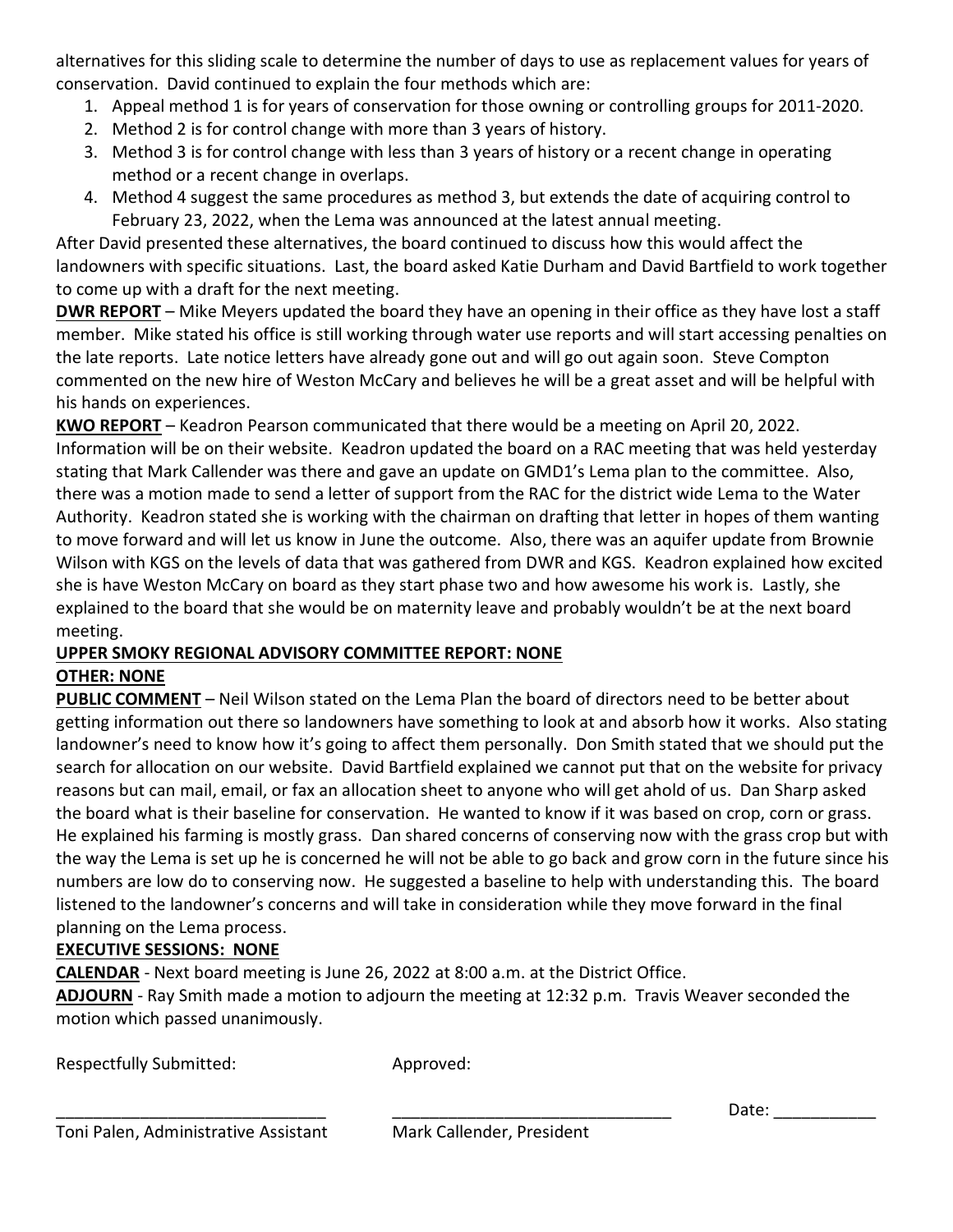alternatives for this sliding scale to determine the number of days to use as replacement values for years of conservation. David continued to explain the four methods which are:

1. Appeal method 1 is for years of conservation for those owning or controlling groups for 2011-2020.
2. Method 2 is for control change with more than 3 years of history.
3. Method 3 is for control change with less than 3 years of history or a recent change in operating method or a recent change in overlaps.
4. Method 4 suggest the same procedures as method 3, but extends the date of acquiring control to February 23, 2022, when the Lema was announced at the latest annual meeting.

After David presented these alternatives, the board continued to discuss how this would affect the landowners with specific situations. Last, the board asked Katie Durham and David Bartfield to work together to come up with a draft for the next meeting.

**DWR REPORT** – Mike Meyers updated the board they have an opening in their office as they have lost a staff member. Mike stated his office is still working through water use reports and will start accessing penalties on the late reports. Late notice letters have already gone out and will go out again soon. Steve Compton commented on the new hire of Weston McCary and believes he will be a great asset and will be helpful with his hands on experiences.

**KWO REPORT** – Keadron Pearson communicated that there would be a meeting on April 20, 2022. Information will be on their website. Keadron updated the board on a RAC meeting that was held yesterday stating that Mark Callender was there and gave an update on GMD1's Lema plan to the committee. Also, there was a motion made to send a letter of support from the RAC for the district wide Lema to the Water Authority. Keadron stated she is working with the chairman on drafting that letter in hopes of them wanting to move forward and will let us know in June the outcome. Also, there was an aquifer update from Brownie Wilson with KGS on the levels of data that was gathered from DWR and KGS. Keadron explained how excited she is have Weston McCary on board as they start phase two and how awesome his work is. Lastly, she explained to the board that she would be on maternity leave and probably wouldn't be at the next board meeting.

**UPPER SMOKY REGIONAL ADVISORY COMMITTEE REPORT: NONE**

**OTHER: NONE**

**PUBLIC COMMENT** – Neil Wilson stated on the Lema Plan the board of directors need to be better about getting information out there so landowners have something to look at and absorb how it works. Also stating landowner's need to know how it's going to affect them personally. Don Smith stated that we should put the search for allocation on our website. David Bartfield explained we cannot put that on the website for privacy reasons but can mail, email, or fax an allocation sheet to anyone who will get ahold of us. Dan Sharp asked the board what is their baseline for conservation. He wanted to know if it was based on crop, corn or grass. He explained his farming is mostly grass. Dan shared concerns of conserving now with the grass crop but with the way the Lema is set up he is concerned he will not be able to go back and grow corn in the future since his numbers are low do to conserving now. He suggested a baseline to help with understanding this. The board listened to the landowner's concerns and will take in consideration while they move forward in the final planning on the Lema process.

**EXECUTIVE SESSIONS: NONE**

**CALENDAR** - Next board meeting is June 26, 2022 at 8:00 a.m. at the District Office.

**ADJOURN** - Ray Smith made a motion to adjourn the meeting at 12:32 p.m. Travis Weaver seconded the motion which passed unanimously.

Respectfully Submitted: Approved:

______________________________ ______________________________ Date: ___________

Toni Palen, Administrative Assistant Mark Callender, President